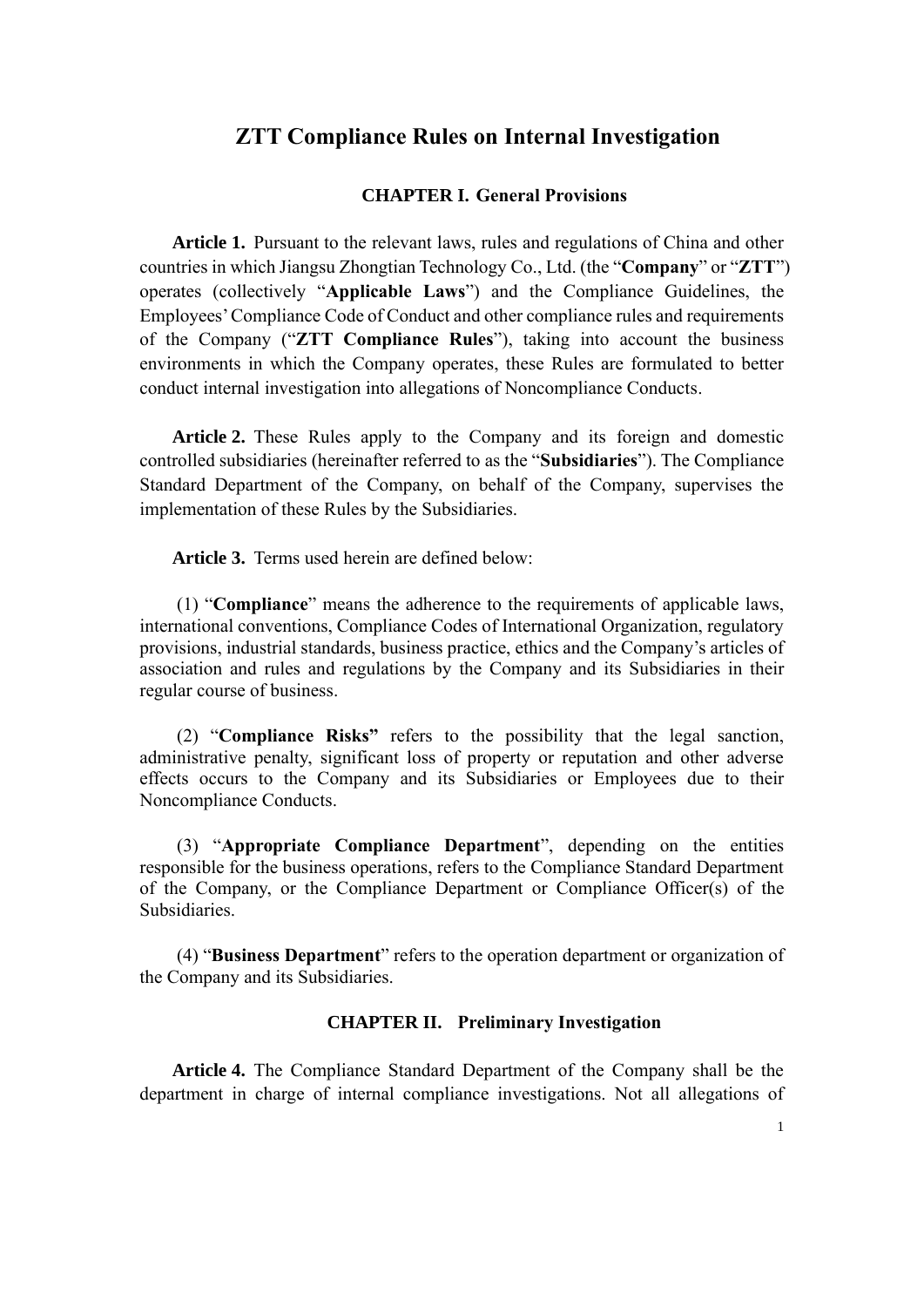# ZTT Compliance Rules on Internal Investigation

## CHAPTER I. General Provisions

**Article 1.** Pursuant to the relevant laws, rules and regulations of China and other countries in which Jiangsu Zhongtian Technology Co., Ltd. (the "**Company**" or "**ZTT**") operates (collectively "**Applicable Laws**") and the Compliance Guidelines, the Employees' Compliance Code of Conduct and other compliance rules and requirements of the Company ("**ZTT Compliance Rules**"), taking into account the business environments in which the Company operates, these Rules are formulated to better conduct internal investigation into allegations of Noncompliance Conducts.

**Article 2.** These Rules apply to the Company and its foreign and domestic controlled subsidiaries (hereinafter referred to as the "**Subsidiaries**"). The Compliance Standard Department of the Company, on behalf of the Company, supervises the implementation of these Rules by the Subsidiaries.

**Article 3.** Terms used herein are defined below:

(1) "**Compliance**" means the adherence to the requirements of applicable laws, international conventions, Compliance Codes of International Organization, regulatory provisions, industrial standards, business practice, ethics and the Company's articles of association and rules and regulations by the Company and its Subsidiaries in their regular course of business.

(2) "**Compliance Risks"** refers to the possibility that the legal sanction, administrative penalty, significant loss of property or reputation and other adverse effects occurs to the Company and its Subsidiaries or Employees due to their Noncompliance Conducts.

(3) "**Appropriate Compliance Department**", depending on the entities responsible for the business operations, refers to the Compliance Standard Department of the Company, or the Compliance Department or Compliance Officer(s) of the Subsidiaries.

(4) "**Business Department**" refers to the operation department or organization of the Company and its Subsidiaries.

## CHAPTER II. Preliminary Investigation

**Article 4.** The Compliance Standard Department of the Company shall be the department in charge of internal compliance investigations. Not all allegations of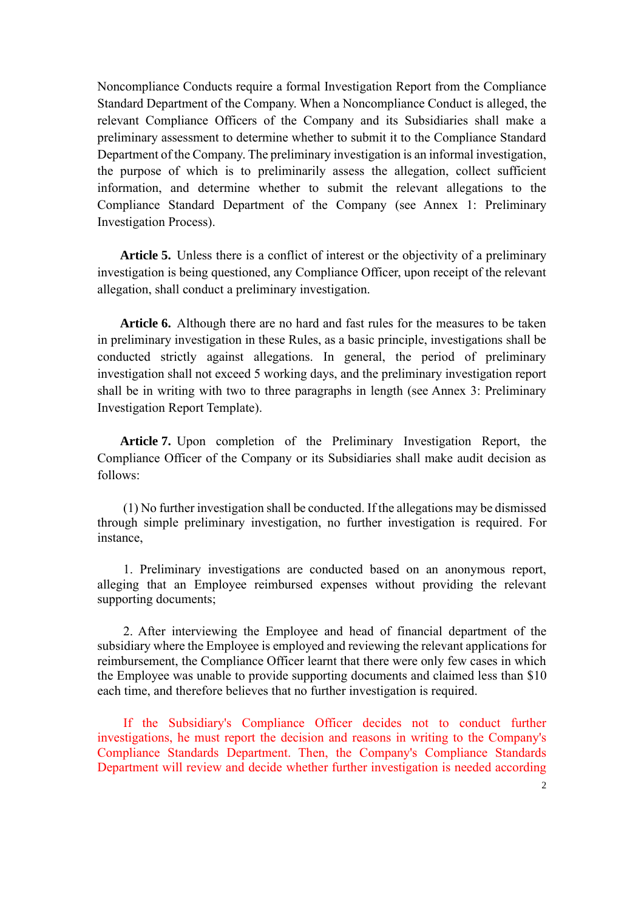Noncompliance Conducts require a formal Investigation Report from the Compliance Standard Department of the Company. When a Noncompliance Conduct is alleged, the relevant Compliance Officers of the Company and its Subsidiaries shall make a preliminary assessment to determine whether to submit it to the Compliance Standard Department of the Company. The preliminary investigation is an informal investigation, the purpose of which is to preliminarily assess the allegation, collect sufficient information, and determine whether to submit the relevant allegations to the Compliance Standard Department of the Company (see Annex 1: Preliminary Investigation Process).

**Article 5.** Unless there is a conflict of interest or the objectivity of a preliminary investigation is being questioned, any Compliance Officer, upon receipt of the relevant allegation, shall conduct a preliminary investigation.

**Article 6.** Although there are no hard and fast rules for the measures to be taken in preliminary investigation in these Rules, as a basic principle, investigations shall be conducted strictly against allegations. In general, the period of preliminary investigation shall not exceed 5 working days, and the preliminary investigation report shall be in writing with two to three paragraphs in length (see Annex 3: Preliminary Investigation Report Template).

**Article 7.** Upon completion of the Preliminary Investigation Report, the Compliance Officer of the Company or its Subsidiaries shall make audit decision as follows:

(1) No further investigation shall be conducted. If the allegations may be dismissed through simple preliminary investigation, no further investigation is required. For instance,

1. Preliminary investigations are conducted based on an anonymous report, alleging that an Employee reimbursed expenses without providing the relevant supporting documents;

2. After interviewing the Employee and head of financial department of the subsidiary where the Employee is employed and reviewing the relevant applications for reimbursement, the Compliance Officer learnt that there were only few cases in which the Employee was unable to provide supporting documents and claimed less than $10 each time, and therefore believes that no further investigation is required.

If the Subsidiary's Compliance Officer decides not to conduct further investigations, he must report the decision and reasons in writing to the Company's Compliance Standards Department. Then, the Company's Compliance Standards Department will review and decide whether further investigation is needed according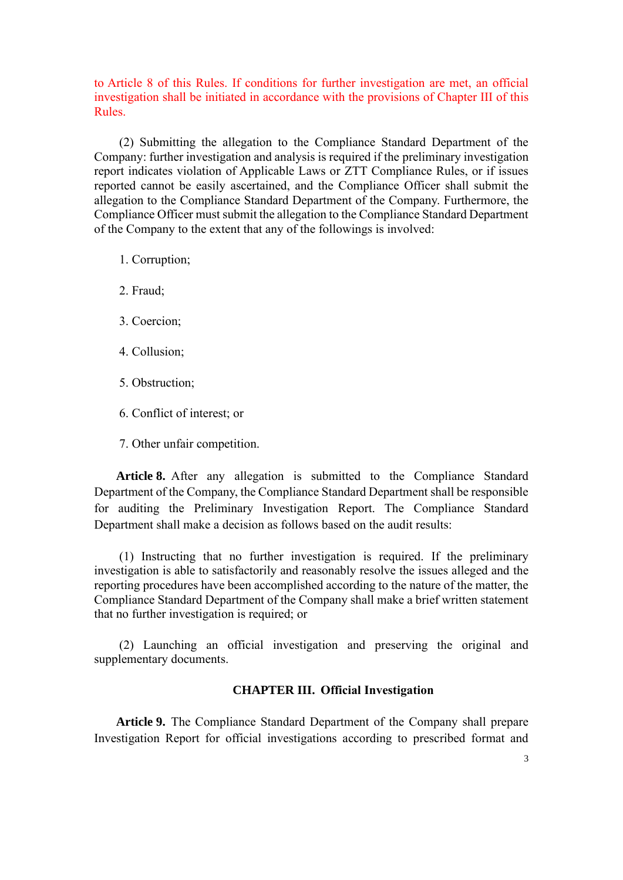to Article 8 of this Rules. If conditions for further investigation are met, an official investigation shall be initiated in accordance with the provisions of Chapter III of this Rules.

(2) Submitting the allegation to the Compliance Standard Department of the Company: further investigation and analysis is required if the preliminary investigation report indicates violation of Applicable Laws or ZTT Compliance Rules, or if issues reported cannot be easily ascertained, and the Compliance Officer shall submit the allegation to the Compliance Standard Department of the Company. Furthermore, the Compliance Officer must submit the allegation to the Compliance Standard Department of the Company to the extent that any of the followings is involved:

1. Corruption;

2. Fraud;

3. Coercion;

4. Collusion;

5. Obstruction;

6. Conflict of interest; or

7. Other unfair competition.

**Article 8.** After any allegation is submitted to the Compliance Standard Department of the Company, the Compliance Standard Department shall be responsible for auditing the Preliminary Investigation Report. The Compliance Standard Department shall make a decision as follows based on the audit results:

(1) Instructing that no further investigation is required. If the preliminary investigation is able to satisfactorily and reasonably resolve the issues alleged and the reporting procedures have been accomplished according to the nature of the matter, the Compliance Standard Department of the Company shall make a brief written statement that no further investigation is required; or

(2) Launching an official investigation and preserving the original and supplementary documents.

## CHAPTER III. Official Investigation

**Article 9.** The Compliance Standard Department of the Company shall prepare Investigation Report for official investigations according to prescribed format and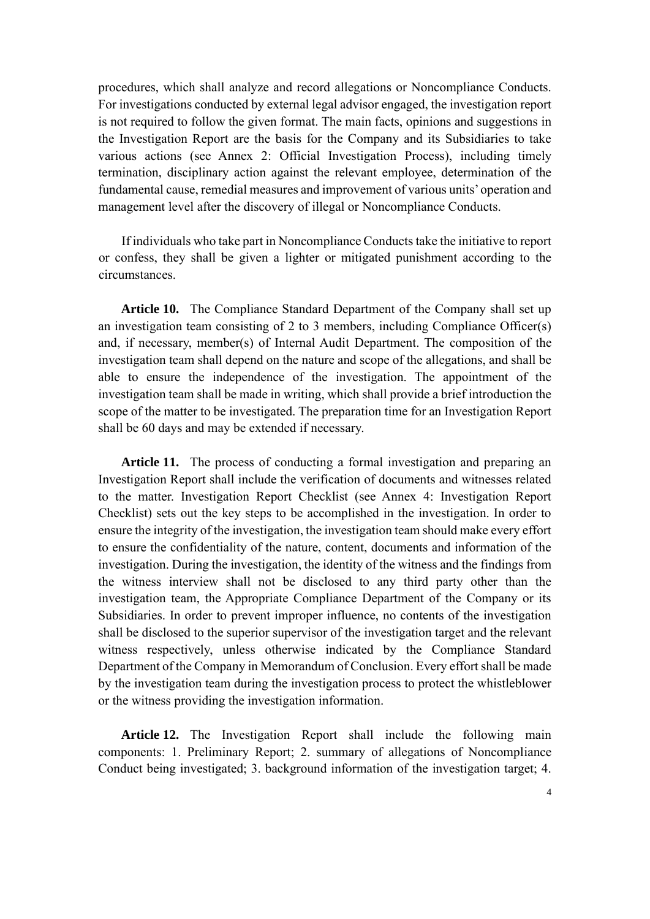procedures, which shall analyze and record allegations or Noncompliance Conducts. For investigations conducted by external legal advisor engaged, the investigation report is not required to follow the given format. The main facts, opinions and suggestions in the Investigation Report are the basis for the Company and its Subsidiaries to take various actions (see Annex 2: Official Investigation Process), including timely termination, disciplinary action against the relevant employee, determination of the fundamental cause, remedial measures and improvement of various units' operation and management level after the discovery of illegal or Noncompliance Conducts.

If individuals who take part in Noncompliance Conducts take the initiative to report or confess, they shall be given a lighter or mitigated punishment according to the circumstances.

**Article 10.** The Compliance Standard Department of the Company shall set up an investigation team consisting of 2 to 3 members, including Compliance Officer(s) and, if necessary, member(s) of Internal Audit Department. The composition of the investigation team shall depend on the nature and scope of the allegations, and shall be able to ensure the independence of the investigation. The appointment of the investigation team shall be made in writing, which shall provide a brief introduction the scope of the matter to be investigated. The preparation time for an Investigation Report shall be 60 days and may be extended if necessary.

**Article 11.** The process of conducting a formal investigation and preparing an Investigation Report shall include the verification of documents and witnesses related to the matter. Investigation Report Checklist (see Annex 4: Investigation Report Checklist) sets out the key steps to be accomplished in the investigation. In order to ensure the integrity of the investigation, the investigation team should make every effort to ensure the confidentiality of the nature, content, documents and information of the investigation. During the investigation, the identity of the witness and the findings from the witness interview shall not be disclosed to any third party other than the investigation team, the Appropriate Compliance Department of the Company or its Subsidiaries. In order to prevent improper influence, no contents of the investigation shall be disclosed to the superior supervisor of the investigation target and the relevant witness respectively, unless otherwise indicated by the Compliance Standard Department of the Company in Memorandum of Conclusion. Every effort shall be made by the investigation team during the investigation process to protect the whistleblower or the witness providing the investigation information.

**Article 12.** The Investigation Report shall include the following main components: 1. Preliminary Report; 2. summary of allegations of Noncompliance Conduct being investigated; 3. background information of the investigation target; 4.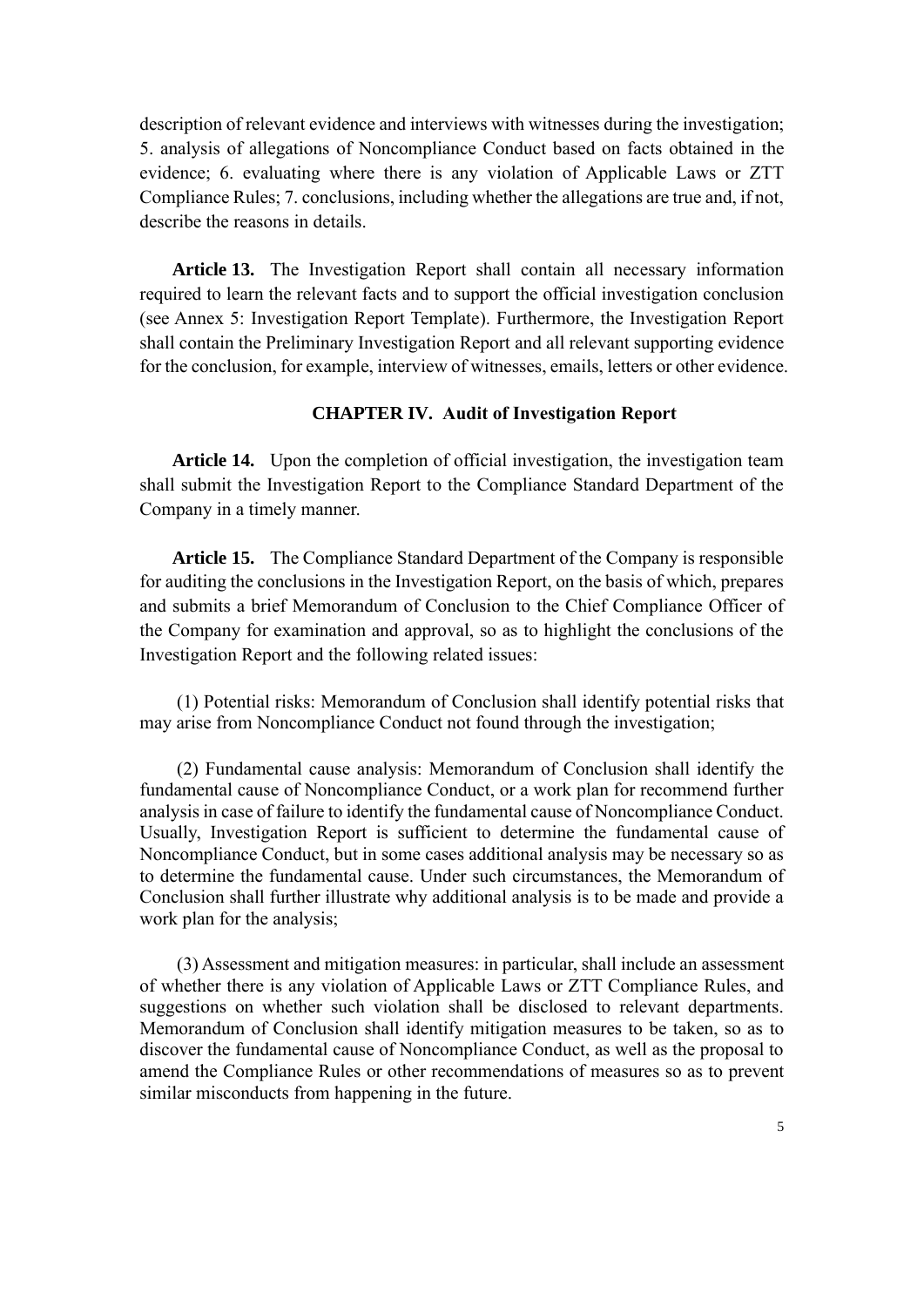description of relevant evidence and interviews with witnesses during the investigation; 5. analysis of allegations of Noncompliance Conduct based on facts obtained in the evidence; 6. evaluating where there is any violation of Applicable Laws or ZTT Compliance Rules; 7. conclusions, including whether the allegations are true and, if not, describe the reasons in details.

**Article 13.** The Investigation Report shall contain all necessary information required to learn the relevant facts and to support the official investigation conclusion (see Annex 5: Investigation Report Template). Furthermore, the Investigation Report shall contain the Preliminary Investigation Report and all relevant supporting evidence for the conclusion, for example, interview of witnesses, emails, letters or other evidence.

## CHAPTER IV. Audit of Investigation Report

**Article 14.** Upon the completion of official investigation, the investigation team shall submit the Investigation Report to the Compliance Standard Department of the Company in a timely manner.

**Article 15.** The Compliance Standard Department of the Company is responsible for auditing the conclusions in the Investigation Report, on the basis of which, prepares and submits a brief Memorandum of Conclusion to the Chief Compliance Officer of the Company for examination and approval, so as to highlight the conclusions of the Investigation Report and the following related issues:

(1) Potential risks: Memorandum of Conclusion shall identify potential risks that may arise from Noncompliance Conduct not found through the investigation;

(2) Fundamental cause analysis: Memorandum of Conclusion shall identify the fundamental cause of Noncompliance Conduct, or a work plan for recommend further analysis in case of failure to identify the fundamental cause of Noncompliance Conduct. Usually, Investigation Report is sufficient to determine the fundamental cause of Noncompliance Conduct, but in some cases additional analysis may be necessary so as to determine the fundamental cause. Under such circumstances, the Memorandum of Conclusion shall further illustrate why additional analysis is to be made and provide a work plan for the analysis;

(3) Assessment and mitigation measures: in particular, shall include an assessment of whether there is any violation of Applicable Laws or ZTT Compliance Rules, and suggestions on whether such violation shall be disclosed to relevant departments. Memorandum of Conclusion shall identify mitigation measures to be taken, so as to discover the fundamental cause of Noncompliance Conduct, as well as the proposal to amend the Compliance Rules or other recommendations of measures so as to prevent similar misconducts from happening in the future.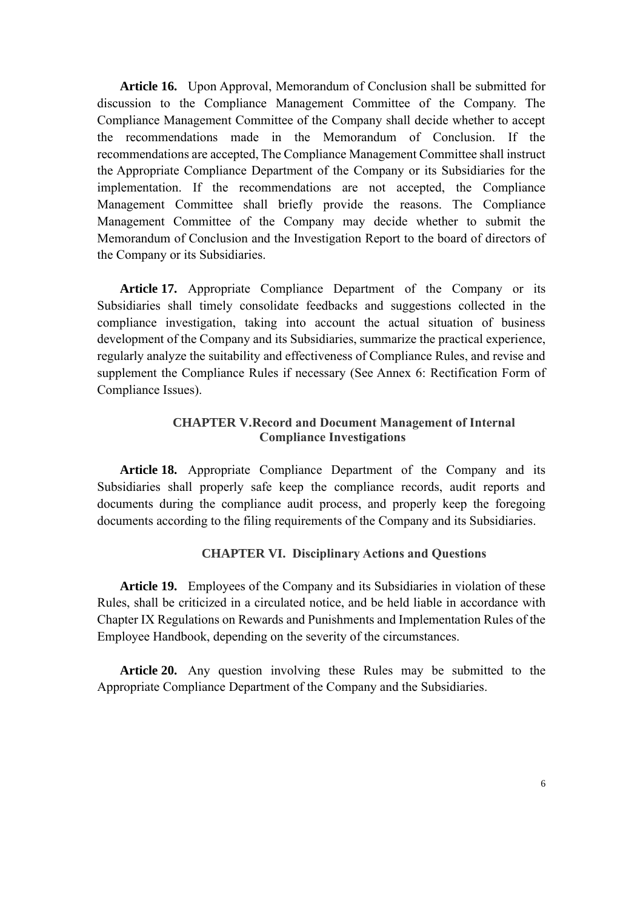**Article 16.** Upon Approval, Memorandum of Conclusion shall be submitted for discussion to the Compliance Management Committee of the Company. The Compliance Management Committee of the Company shall decide whether to accept the recommendations made in the Memorandum of Conclusion. If the recommendations are accepted, The Compliance Management Committee shall instruct the Appropriate Compliance Department of the Company or its Subsidiaries for the implementation. If the recommendations are not accepted, the Compliance Management Committee shall briefly provide the reasons. The Compliance Management Committee of the Company may decide whether to submit the Memorandum of Conclusion and the Investigation Report to the board of directors of the Company or its Subsidiaries.

**Article 17.** Appropriate Compliance Department of the Company or its Subsidiaries shall timely consolidate feedbacks and suggestions collected in the compliance investigation, taking into account the actual situation of business development of the Company and its Subsidiaries, summarize the practical experience, regularly analyze the suitability and effectiveness of Compliance Rules, and revise and supplement the Compliance Rules if necessary (See Annex 6: Rectification Form of Compliance Issues).

## CHAPTER V.Record and Document Management of Internal Compliance Investigations

**Article 18.** Appropriate Compliance Department of the Company and its Subsidiaries shall properly safe keep the compliance records, audit reports and documents during the compliance audit process, and properly keep the foregoing documents according to the filing requirements of the Company and its Subsidiaries.

## CHAPTER VI. Disciplinary Actions and Questions

**Article 19.** Employees of the Company and its Subsidiaries in violation of these Rules, shall be criticized in a circulated notice, and be held liable in accordance with Chapter IX Regulations on Rewards and Punishments and Implementation Rules of the Employee Handbook, depending on the severity of the circumstances.

**Article 20.** Any question involving these Rules may be submitted to the Appropriate Compliance Department of the Company and the Subsidiaries.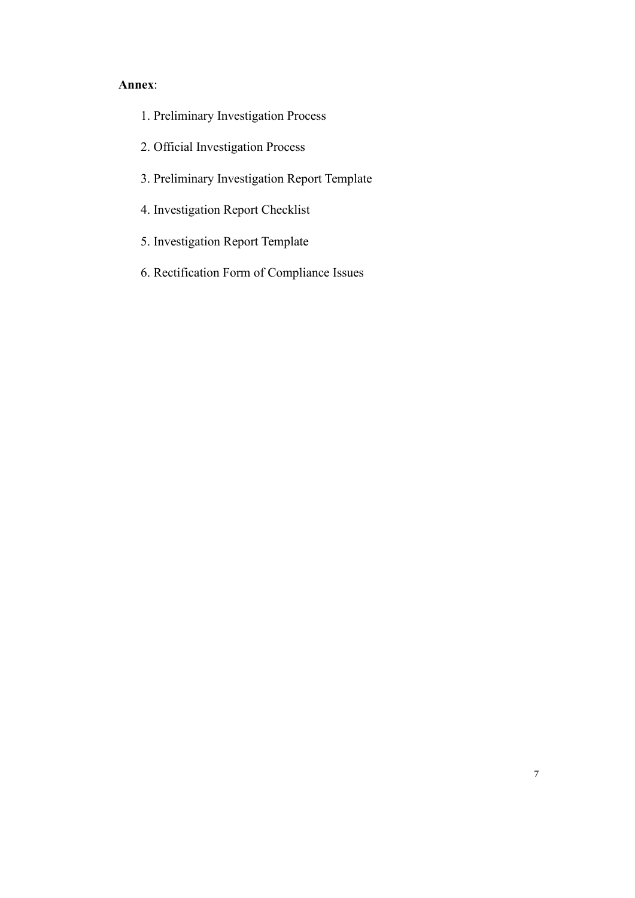**Annex**:

1. Preliminary Investigation Process
2. Official Investigation Process
3. Preliminary Investigation Report Template
4. Investigation Report Checklist
5. Investigation Report Template
6. Rectification Form of Compliance Issues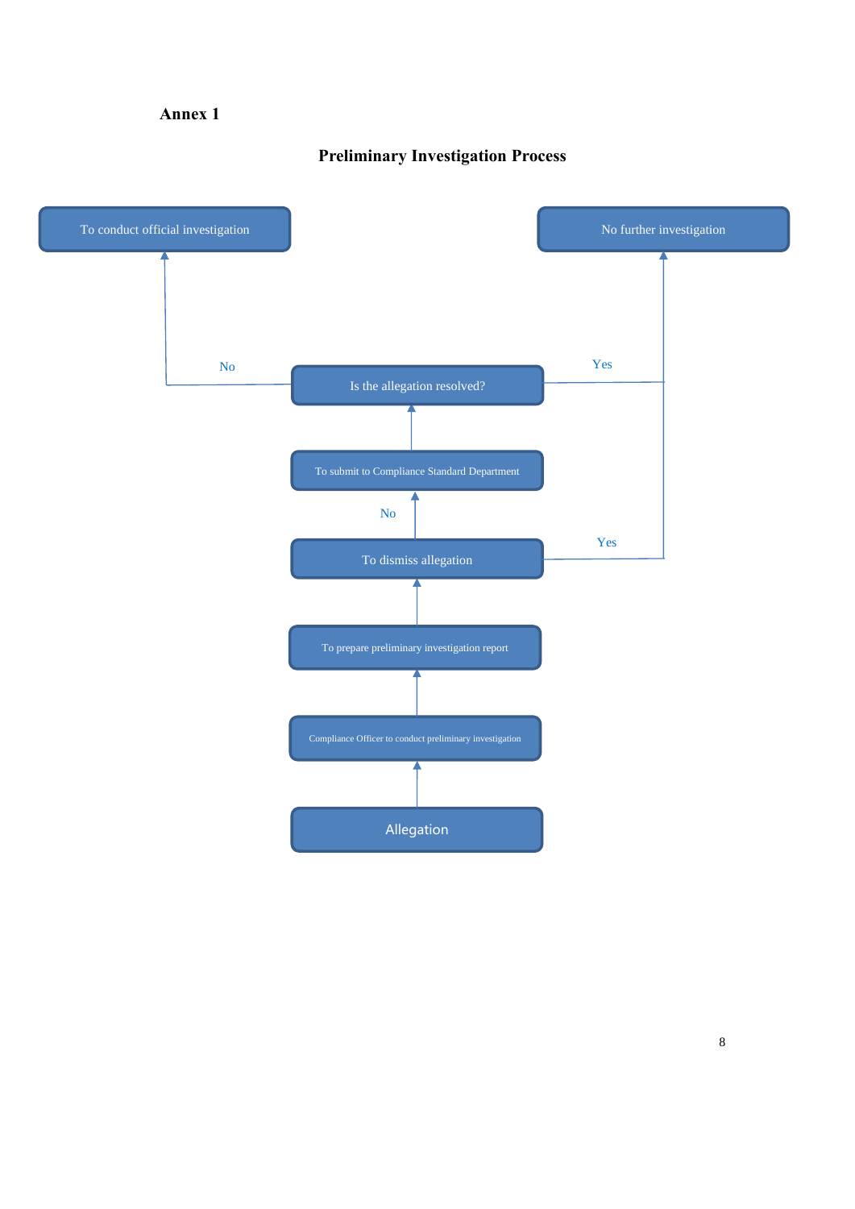**Annex 1**

## Preliminary Investigation Process

To conduct official investigation

No further investigation

No

Yes

Is the allegation resolved?

To submit to Compliance Standard Department

No

Yes

To dismiss allegation

To prepare preliminary investigation report

Compliance Officer to conduct preliminary investigation

Allegation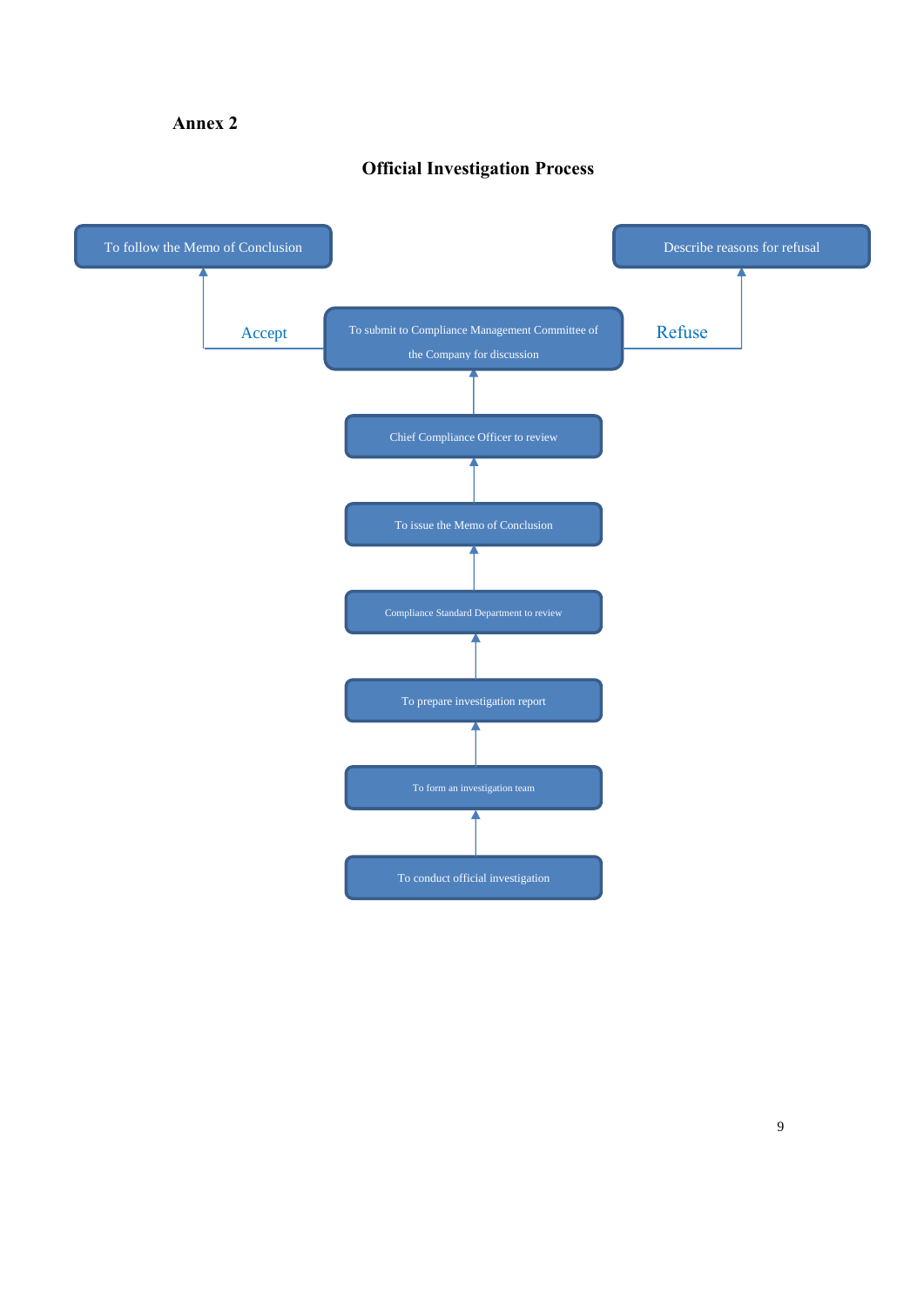**Annex 2**

## Official Investigation Process

- To follow the Memo of Conclusion
- Describe reasons for refusal

Accept — To submit to Compliance Management Committee of the Company for discussion — Refuse

- Chief Compliance Officer to review
- To issue the Memo of Conclusion
- Compliance Standard Department to review
- To prepare investigation report
- To form an investigation team
- To conduct official investigation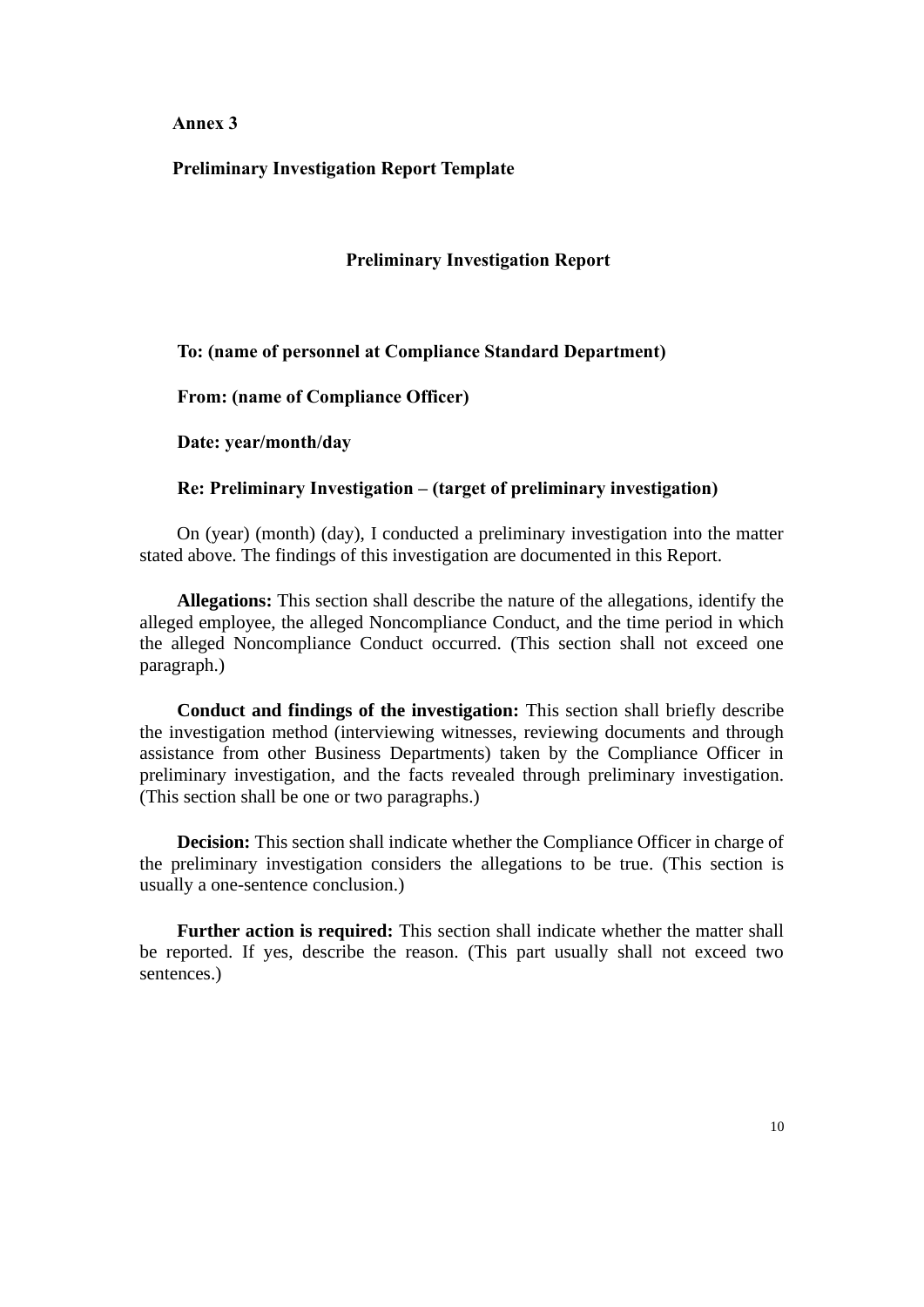**Annex 3**

**Preliminary Investigation Report Template**

## Preliminary Investigation Report

**To: (name of personnel at Compliance Standard Department)**

**From: (name of Compliance Officer)**

**Date: year/month/day**

**Re: Preliminary Investigation – (target of preliminary investigation)**

On (year) (month) (day), I conducted a preliminary investigation into the matter stated above. The findings of this investigation are documented in this Report.

**Allegations:** This section shall describe the nature of the allegations, identify the alleged employee, the alleged Noncompliance Conduct, and the time period in which the alleged Noncompliance Conduct occurred. (This section shall not exceed one paragraph.)

**Conduct and findings of the investigation:** This section shall briefly describe the investigation method (interviewing witnesses, reviewing documents and through assistance from other Business Departments) taken by the Compliance Officer in preliminary investigation, and the facts revealed through preliminary investigation. (This section shall be one or two paragraphs.)

**Decision:** This section shall indicate whether the Compliance Officer in charge of the preliminary investigation considers the allegations to be true. (This section is usually a one-sentence conclusion.)

**Further action is required:** This section shall indicate whether the matter shall be reported. If yes, describe the reason. (This part usually shall not exceed two sentences.)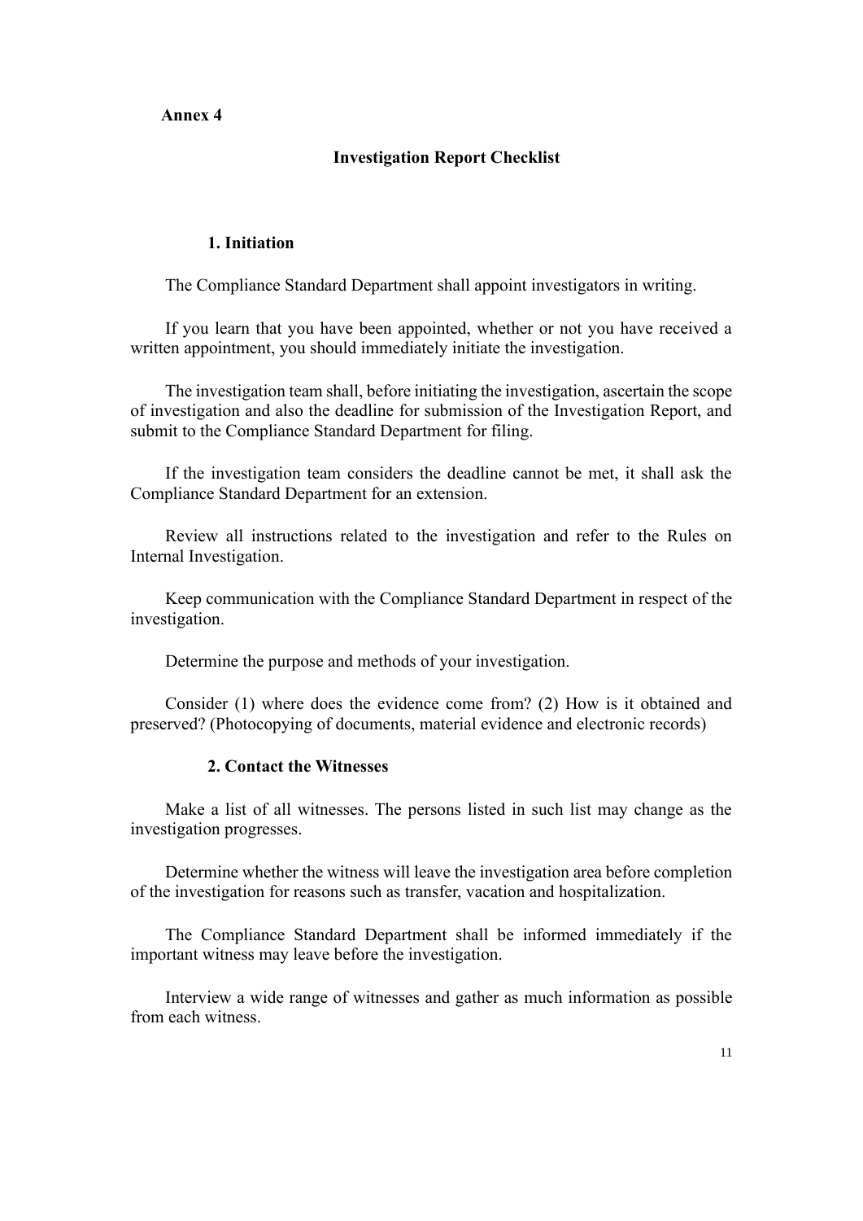**Annex 4**

## Investigation Report Checklist

### 1. Initiation

The Compliance Standard Department shall appoint investigators in writing.

If you learn that you have been appointed, whether or not you have received a written appointment, you should immediately initiate the investigation.

The investigation team shall, before initiating the investigation, ascertain the scope of investigation and also the deadline for submission of the Investigation Report, and submit to the Compliance Standard Department for filing.

If the investigation team considers the deadline cannot be met, it shall ask the Compliance Standard Department for an extension.

Review all instructions related to the investigation and refer to the Rules on Internal Investigation.

Keep communication with the Compliance Standard Department in respect of the investigation.

Determine the purpose and methods of your investigation.

Consider (1) where does the evidence come from? (2) How is it obtained and preserved? (Photocopying of documents, material evidence and electronic records)

### 2. Contact the Witnesses

Make a list of all witnesses. The persons listed in such list may change as the investigation progresses.

Determine whether the witness will leave the investigation area before completion of the investigation for reasons such as transfer, vacation and hospitalization.

The Compliance Standard Department shall be informed immediately if the important witness may leave before the investigation.

Interview a wide range of witnesses and gather as much information as possible from each witness.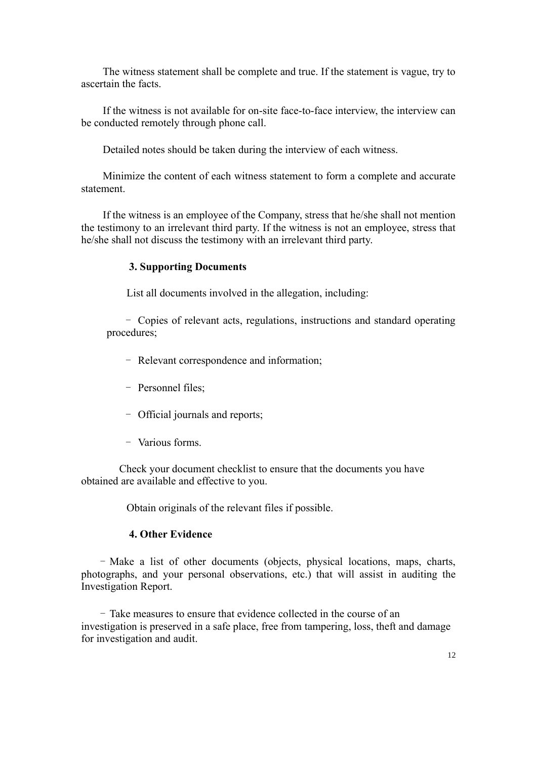The witness statement shall be complete and true. If the statement is vague, try to ascertain the facts.

If the witness is not available for on-site face-to-face interview, the interview can be conducted remotely through phone call.

Detailed notes should be taken during the interview of each witness.

Minimize the content of each witness statement to form a complete and accurate statement.

If the witness is an employee of the Company, stress that he/she shall not mention the testimony to an irrelevant third party. If the witness is not an employee, stress that he/she shall not discuss the testimony with an irrelevant third party.

**3. Supporting Documents**

List all documents involved in the allegation, including:

- Copies of relevant acts, regulations, instructions and standard operating procedures;
- Relevant correspondence and information;
- Personnel files;
- Official journals and reports;
- Various forms.

Check your document checklist to ensure that the documents you have obtained are available and effective to you.

Obtain originals of the relevant files if possible.

**4. Other Evidence**

- Make a list of other documents (objects, physical locations, maps, charts, photographs, and your personal observations, etc.) that will assist in auditing the Investigation Report.
- Take measures to ensure that evidence collected in the course of an investigation is preserved in a safe place, free from tampering, loss, theft and damage for investigation and audit.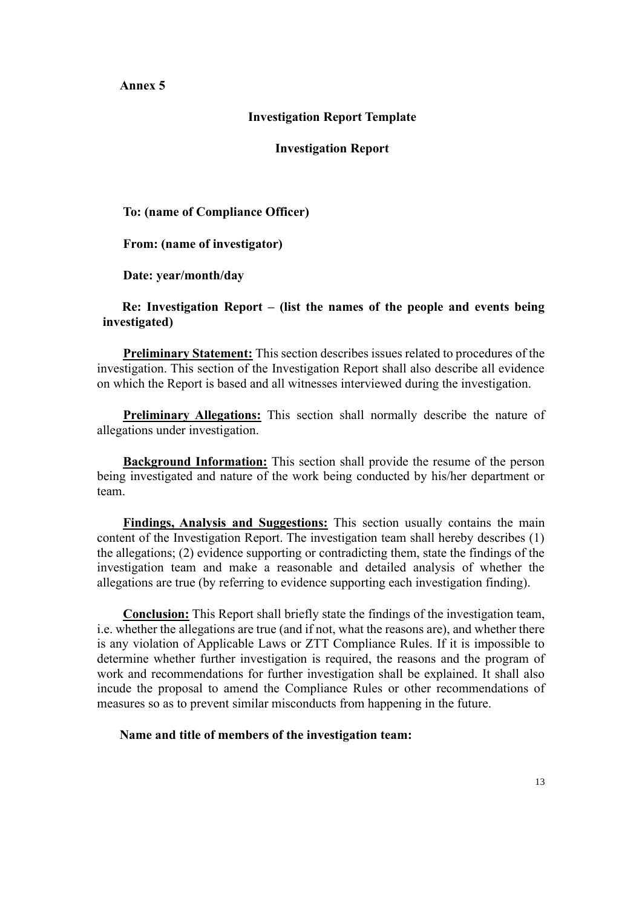**Annex 5**

## Investigation Report Template

## Investigation Report

**To: (name of Compliance Officer)**

**From: (name of investigator)**

**Date: year/month/day**

**Re: Investigation Report – (list the names of the people and events being investigated)**

**Preliminary Statement:** This section describes issues related to procedures of the investigation. This section of the Investigation Report shall also describe all evidence on which the Report is based and all witnesses interviewed during the investigation.

**Preliminary Allegations:** This section shall normally describe the nature of allegations under investigation.

**Background Information:** This section shall provide the resume of the person being investigated and nature of the work being conducted by his/her department or team.

**Findings, Analysis and Suggestions:** This section usually contains the main content of the Investigation Report. The investigation team shall hereby describes (1) the allegations; (2) evidence supporting or contradicting them, state the findings of the investigation team and make a reasonable and detailed analysis of whether the allegations are true (by referring to evidence supporting each investigation finding).

**Conclusion:** This Report shall briefly state the findings of the investigation team, i.e. whether the allegations are true (and if not, what the reasons are), and whether there is any violation of Applicable Laws or ZTT Compliance Rules. If it is impossible to determine whether further investigation is required, the reasons and the program of work and recommendations for further investigation shall be explained. It shall also incude the proposal to amend the Compliance Rules or other recommendations of measures so as to prevent similar misconducts from happening in the future.

**Name and title of members of the investigation team:**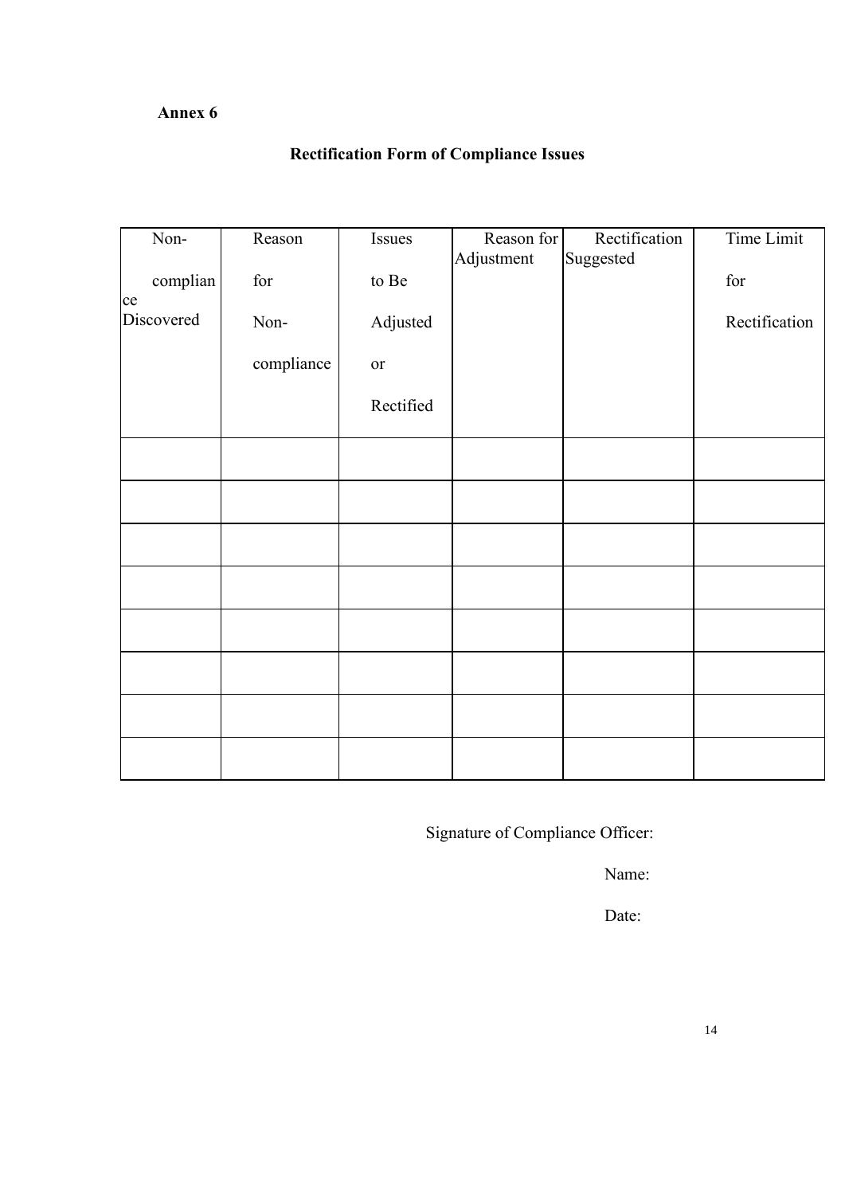**Annex 6**

## Rectification Form of Compliance Issues

| Non-compliance Discovered | Reason for Non-compliance | Issues to Be Adjusted or Rectified | Reason for Adjustment | Rectification Suggested | Time Limit for Rectification |
|---|---|---|---|---|---|
| | | | | | |
| | | | | | |
| | | | | | |
| | | | | | |
| | | | | | |
| | | | | | |
| | | | | | |
| | | | | | |

Signature of Compliance Officer:

Name:

Date: